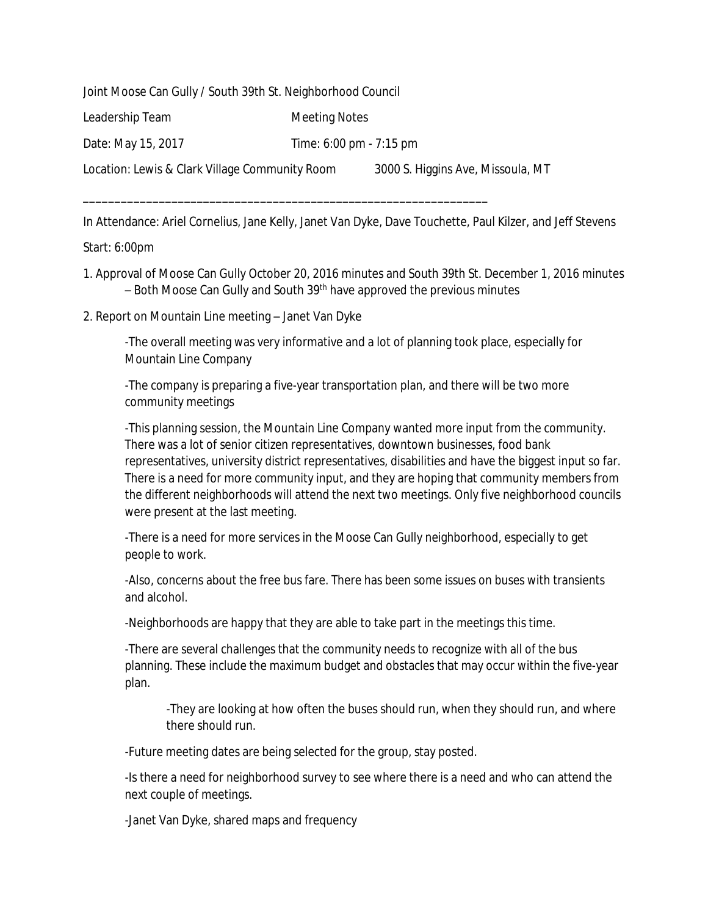Joint Moose Can Gully / South 39th St. Neighborhood Council

Leadership Team Meeting Notes

Date: May 15, 2017 Time: 6:00 pm - 7:15 pm

Location: Lewis & Clark Village Community Room 3000 S. Higgins Ave, Missoula, MT

---

In Attendance: Ariel Cornelius, Jane Kelly, Janet Van Dyke, Dave Touchette, Paul Kilzer, and Jeff Stevens

Start: 6:00pm

1. Approval of Moose Can Gully October 20, 2016 minutes and South 39th St. December 1, 2016 minutes – Both Moose Can Gully and South 39th have approved the previous minutes

2. Report on Mountain Line meeting – Janet Van Dyke

   -The overall meeting was very informative and a lot of planning took place, especially for Mountain Line Company

   -The company is preparing a five-year transportation plan, and there will be two more community meetings

   -This planning session, the Mountain Line Company wanted more input from the community. There was a lot of senior citizen representatives, downtown businesses, food bank representatives, university district representatives, disabilities and have the biggest input so far. There is a need for more community input, and they are hoping that community members from the different neighborhoods will attend the next two meetings. Only five neighborhood councils were present at the last meeting.

   -There is a need for more services in the Moose Can Gully neighborhood, especially to get people to work.

   -Also, concerns about the free bus fare. There has been some issues on buses with transients and alcohol.

   -Neighborhoods are happy that they are able to take part in the meetings this time.

   -There are several challenges that the community needs to recognize with all of the bus planning. These include the maximum budget and obstacles that may occur within the five-year plan.

      -They are looking at how often the buses should run, when they should run, and where there should run.

   -Future meeting dates are being selected for the group, stay posted.

   -Is there a need for neighborhood survey to see where there is a need and who can attend the next couple of meetings.

   -Janet Van Dyke, shared maps and frequency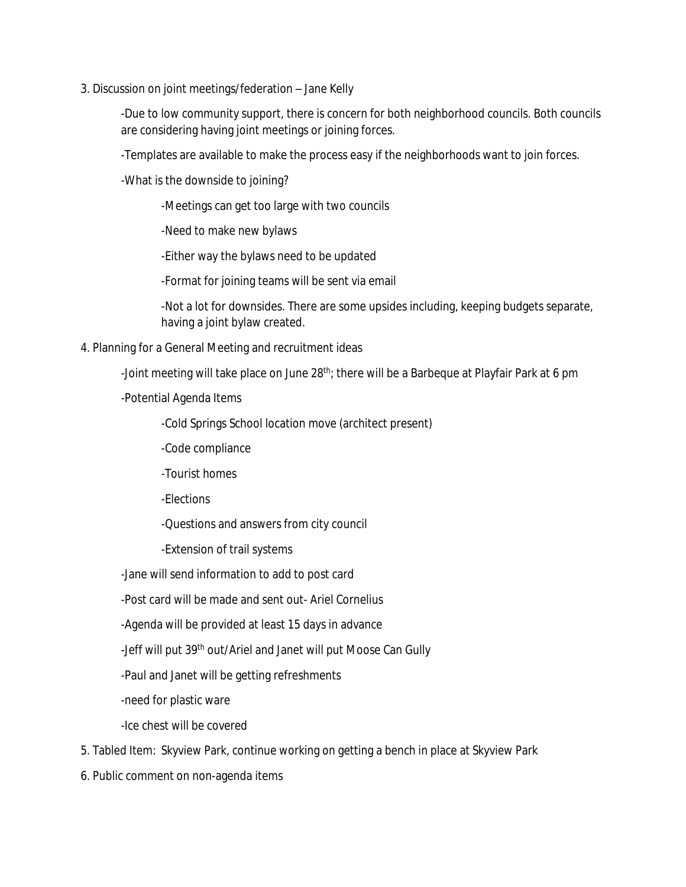3. Discussion on joint meetings/federation – Jane Kelly

    -Due to low community support, there is concern for both neighborhood councils. Both councils are considering having joint meetings or joining forces.

    -Templates are available to make the process easy if the neighborhoods want to join forces.

    -What is the downside to joining?

        -Meetings can get too large with two councils

        -Need to make new bylaws

        -Either way the bylaws need to be updated

        -Format for joining teams will be sent via email

        -Not a lot for downsides. There are some upsides including, keeping budgets separate, having a joint bylaw created.

4. Planning for a General Meeting and recruitment ideas

    -Joint meeting will take place on June 28th; there will be a Barbeque at Playfair Park at 6 pm

    -Potential Agenda Items

        -Cold Springs School location move (architect present)

        -Code compliance

        -Tourist homes

        -Elections

        -Questions and answers from city council

        -Extension of trail systems

    -Jane will send information to add to post card

    -Post card will be made and sent out- Ariel Cornelius

    -Agenda will be provided at least 15 days in advance

    -Jeff will put 39th out/Ariel and Janet will put Moose Can Gully

    -Paul and Janet will be getting refreshments

    -need for plastic ware

    -Ice chest will be covered

5. Tabled Item: Skyview Park, continue working on getting a bench in place at Skyview Park

6. Public comment on non-agenda items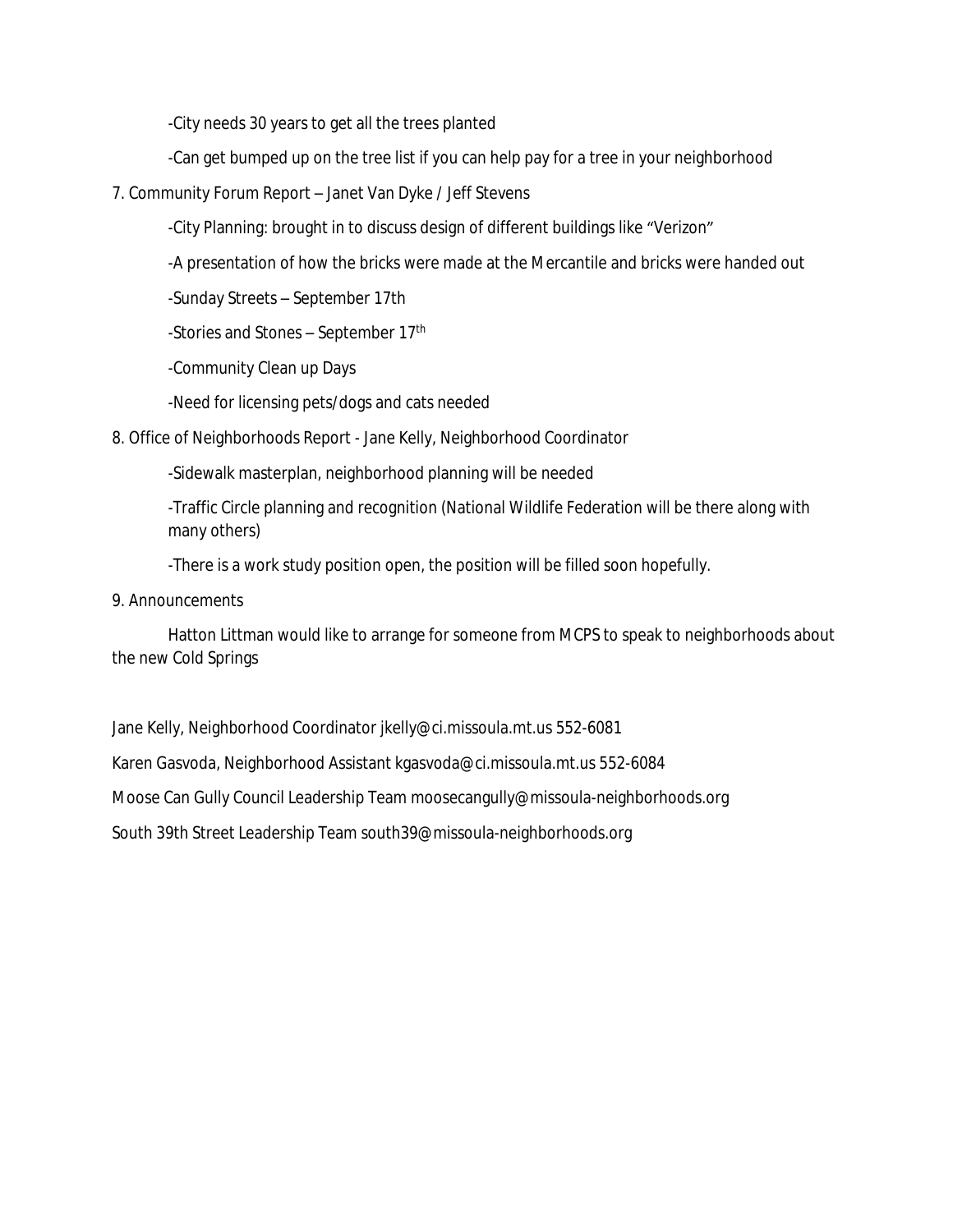-City needs 30 years to get all the trees planted

-Can get bumped up on the tree list if you can help pay for a tree in your neighborhood

7. Community Forum Report – Janet Van Dyke / Jeff Stevens

-City Planning: brought in to discuss design of different buildings like "Verizon"

-A presentation of how the bricks were made at the Mercantile and bricks were handed out

-Sunday Streets – September 17th

-Stories and Stones – September 17th

-Community Clean up Days

-Need for licensing pets/dogs and cats needed

8. Office of Neighborhoods Report - Jane Kelly, Neighborhood Coordinator

-Sidewalk masterplan, neighborhood planning will be needed

-Traffic Circle planning and recognition (National Wildlife Federation will be there along with many others)

-There is a work study position open, the position will be filled soon hopefully.

9. Announcements

Hatton Littman would like to arrange for someone from MCPS to speak to neighborhoods about the new Cold Springs

Jane Kelly, Neighborhood Coordinator jkelly@ci.missoula.mt.us 552-6081

Karen Gasvoda, Neighborhood Assistant kgasvoda@ci.missoula.mt.us 552-6084

Moose Can Gully Council Leadership Team moosecangully@missoula-neighborhoods.org

South 39th Street Leadership Team south39@missoula-neighborhoods.org